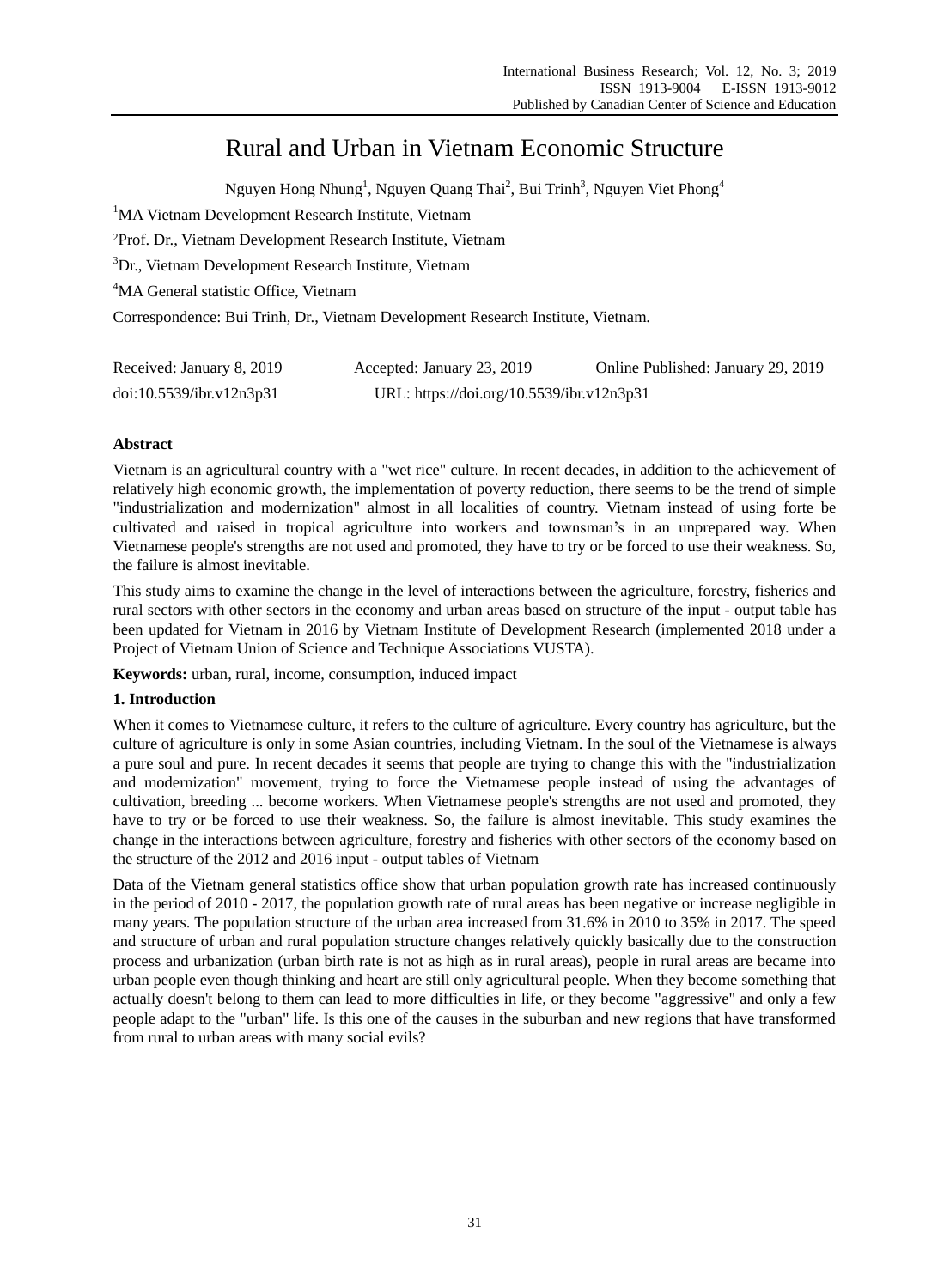# Rural and Urban in Vietnam Economic Structure

Nguyen Hong Nhung[1], Nguyen Quang Thai[2], Bui Trinh[3], Nguyen Viet Phong[4]

[1]MA Vietnam Development Research Institute, Vietnam

[2]Prof. Dr., Vietnam Development Research Institute, Vietnam

[3]Dr., Vietnam Development Research Institute, Vietnam

[4]MA General statistic Office, Vietnam

Correspondence: Bui Trinh, Dr., Vietnam Development Research Institute, Vietnam.

Received: January 8, 2019    Accepted: January 23, 2019    Online Published: January 29, 2019

doi:10.5539/ibr.v12n3p31    URL: https://doi.org/10.5539/ibr.v12n3p31

## Abstract

Vietnam is an agricultural country with a "wet rice" culture. In recent decades, in addition to the achievement of relatively high economic growth, the implementation of poverty reduction, there seems to be the trend of simple "industrialization and modernization" almost in all localities of country. Vietnam instead of using forte be cultivated and raised in tropical agriculture into workers and townsman's in an unprepared way. When Vietnamese people's strengths are not used and promoted, they have to try or be forced to use their weakness. So, the failure is almost inevitable.

This study aims to examine the change in the level of interactions between the agriculture, forestry, fisheries and rural sectors with other sectors in the economy and urban areas based on structure of the input - output table has been updated for Vietnam in 2016 by Vietnam Institute of Development Research (implemented 2018 under a Project of Vietnam Union of Science and Technique Associations VUSTA).

**Keywords:** urban, rural, income, consumption, induced impact

## 1. Introduction

When it comes to Vietnamese culture, it refers to the culture of agriculture. Every country has agriculture, but the culture of agriculture is only in some Asian countries, including Vietnam. In the soul of the Vietnamese is always a pure soul and pure. In recent decades it seems that people are trying to change this with the "industrialization and modernization" movement, trying to force the Vietnamese people instead of using the advantages of cultivation, breeding ... become workers. When Vietnamese people's strengths are not used and promoted, they have to try or be forced to use their weakness. So, the failure is almost inevitable. This study examines the change in the interactions between agriculture, forestry and fisheries with other sectors of the economy based on the structure of the 2012 and 2016 input - output tables of Vietnam

Data of the Vietnam general statistics office show that urban population growth rate has increased continuously in the period of 2010 - 2017, the population growth rate of rural areas has been negative or increase negligible in many years. The population structure of the urban area increased from 31.6% in 2010 to 35% in 2017. The speed and structure of urban and rural population structure changes relatively quickly basically due to the construction process and urbanization (urban birth rate is not as high as in rural areas), people in rural areas are became into urban people even though thinking and heart are still only agricultural people. When they become something that actually doesn't belong to them can lead to more difficulties in life, or they become "aggressive" and only a few people adapt to the "urban" life. Is this one of the causes in the suburban and new regions that have transformed from rural to urban areas with many social evils?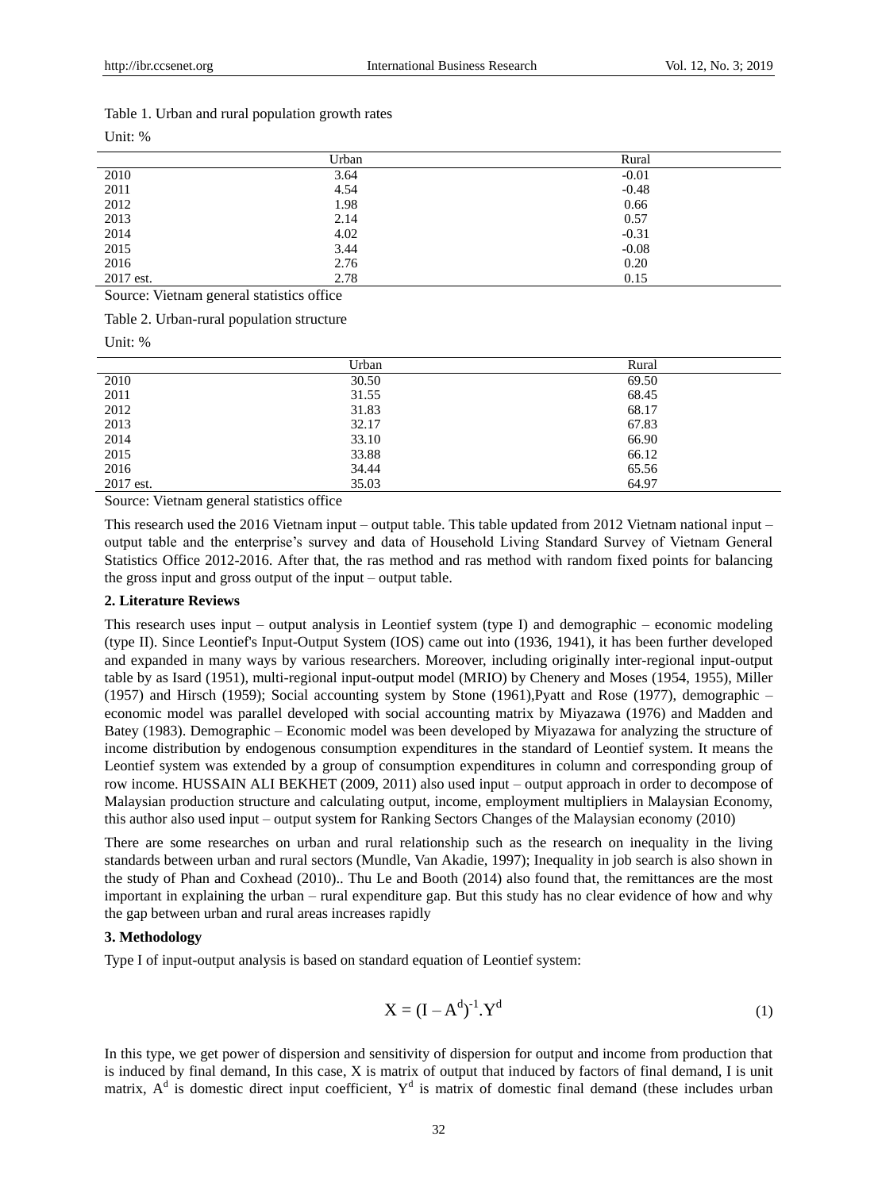Table 1. Urban and rural population growth rates

Unit: %

| | Urban | Rural |
|---|---|---|
| 2010 | 3.64 | -0.01 |
| 2011 | 4.54 | -0.48 |
| 2012 | 1.98 | 0.66 |
| 2013 | 2.14 | 0.57 |
| 2014 | 4.02 | -0.31 |
| 2015 | 3.44 | -0.08 |
| 2016 | 2.76 | 0.20 |
| 2017 est. | 2.78 | 0.15 |

Source: Vietnam general statistics office

Table 2. Urban-rural population structure

Unit: %

| | Urban | Rural |
|---|---|---|
| 2010 | 30.50 | 69.50 |
| 2011 | 31.55 | 68.45 |
| 2012 | 31.83 | 68.17 |
| 2013 | 32.17 | 67.83 |
| 2014 | 33.10 | 66.90 |
| 2015 | 33.88 | 66.12 |
| 2016 | 34.44 | 65.56 |
| 2017 est. | 35.03 | 64.97 |

Source: Vietnam general statistics office

This research used the 2016 Vietnam input – output table. This table updated from 2012 Vietnam national input – output table and the enterprise's survey and data of Household Living Standard Survey of Vietnam General Statistics Office 2012-2016. After that, the ras method and ras method with random fixed points for balancing the gross input and gross output of the input – output table.

## 2. Literature Reviews

This research uses input – output analysis in Leontief system (type I) and demographic – economic modeling (type II). Since Leontief's Input-Output System (IOS) came out into (1936, 1941), it has been further developed and expanded in many ways by various researchers. Moreover, including originally inter-regional input-output table by as Isard (1951), multi-regional input-output model (MRIO) by Chenery and Moses (1954, 1955), Miller (1957) and Hirsch (1959); Social accounting system by Stone (1961),Pyatt and Rose (1977), demographic – economic model was parallel developed with social accounting matrix by Miyazawa (1976) and Madden and Batey (1983). Demographic – Economic model was been developed by Miyazawa for analyzing the structure of income distribution by endogenous consumption expenditures in the standard of Leontief system. It means the Leontief system was extended by a group of consumption expenditures in column and corresponding group of row income. HUSSAIN ALI BEKHET (2009, 2011) also used input – output approach in order to decompose of Malaysian production structure and calculating output, income, employment multipliers in Malaysian Economy, this author also used input – output system for Ranking Sectors Changes of the Malaysian economy (2010)

There are some researches on urban and rural relationship such as the research on inequality in the living standards between urban and rural sectors (Mundle, Van Akadie, 1997); Inequality in job search is also shown in the study of Phan and Coxhead (2010).. Thu Le and Booth (2014) also found that, the remittances are the most important in explaining the urban – rural expenditure gap. But this study has no clear evidence of how and why the gap between urban and rural areas increases rapidly

## 3. Methodology

Type I of input-output analysis is based on standard equation of Leontief system:

$$X = (I - A^d)^{-1}.Y^d \tag{1}$$

In this type, we get power of dispersion and sensitivity of dispersion for output and income from production that is induced by final demand, In this case, X is matrix of output that induced by factors of final demand, I is unit matrix, $A^d$ is domestic direct input coefficient, $Y^d$ is matrix of domestic final demand (these includes urban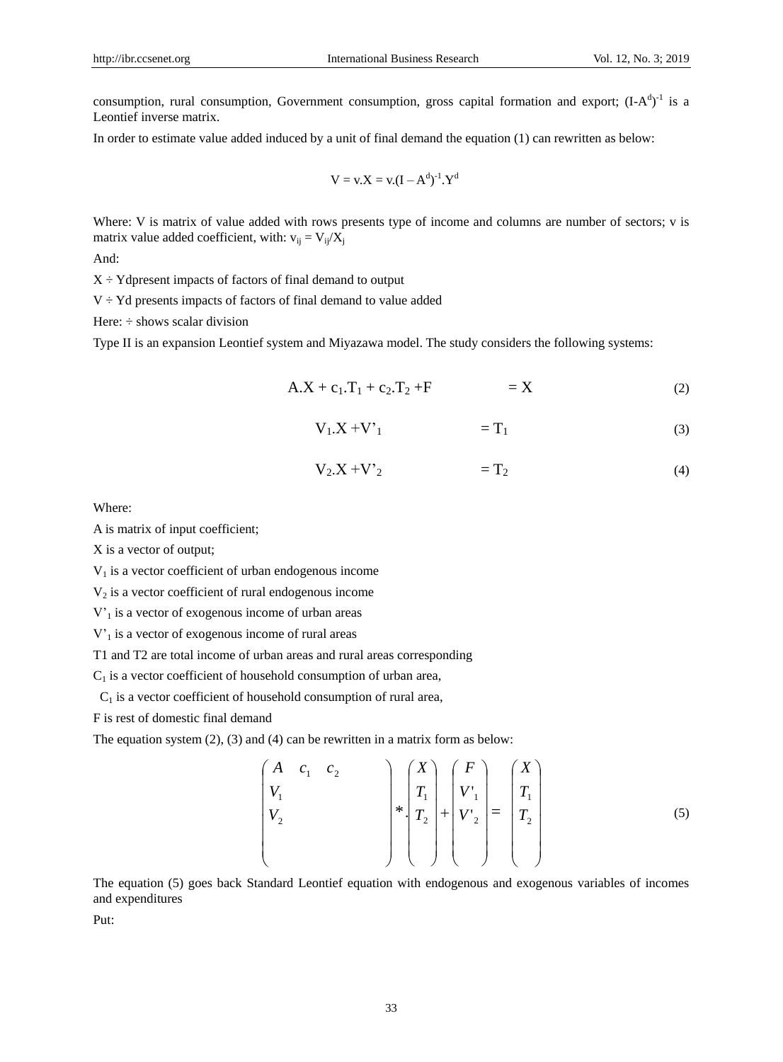consumption, rural consumption, Government consumption, gross capital formation and export; $(I-A^d)^{-1}$ is a Leontief inverse matrix.

In order to estimate value added induced by a unit of final demand the equation (1) can rewritten as below:

$$V = v.X = v.(I - A^d)^{-1}.Y^d$$

Where: V is matrix of value added with rows presents type of income and columns are number of sectors; v is matrix value added coefficient, with: $v_{ij} = V_{ij}/X_j$

And:

$X \div Yd$present impacts of factors of final demand to output

$V \div Yd$ presents impacts of factors of final demand to value added

Here: ÷ shows scalar division

Type II is an expansion Leontief system and Miyazawa model. The study considers the following systems:

$$A.X + c_1.T_1 + c_2.T_2 + F \qquad = X \tag{2}$$

$$V_1.X + V'_1 \qquad = T_1 \tag{3}$$

$$V_2.X + V'_2 \qquad = T_2 \tag{4}$$

Where:

A is matrix of input coefficient;

X is a vector of output;

$V_1$ is a vector coefficient of urban endogenous income

$V_2$ is a vector coefficient of rural endogenous income

$V'_1$ is a vector of exogenous income of urban areas

$V'_1$ is a vector of exogenous income of rural areas

T1 and T2 are total income of urban areas and rural areas corresponding

$C_1$ is a vector coefficient of household consumption of urban area,

$C_1$ is a vector coefficient of household consumption of rural area,

F is rest of domestic final demand

The equation system (2), (3) and (4) can be rewritten in a matrix form as below:

$$\begin{pmatrix} A & c_1 & c_2 \\ V_1 & & \\ V_2 & & \\ & & \end{pmatrix} *. \begin{pmatrix} X \\ T_1 \\ T_2 \\ \end{pmatrix} + \begin{pmatrix} F \\ V'_1 \\ V'_2 \\ \end{pmatrix} = \begin{pmatrix} X \\ T_1 \\ T_2 \\ \end{pmatrix} \tag{5}$$

The equation (5) goes back Standard Leontief equation with endogenous and exogenous variables of incomes and expenditures

Put: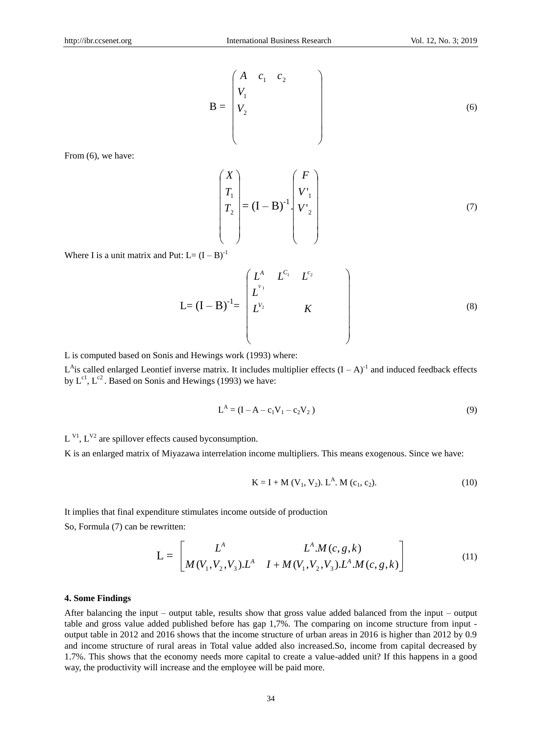$$B = \begin{pmatrix} A & c_1 & c_2 \\ V_1 & & \\ V_2 & & \\ & & \end{pmatrix} \tag{6}$$

From (6), we have:

$$\begin{pmatrix} X \\ T_1 \\ T_2 \\ \\ \end{pmatrix} = (I - B)^{-1} \cdot \begin{pmatrix} F \\ V'_1 \\ V'_2 \\ \\ \end{pmatrix} \tag{7}$$

Where I is a unit matrix and Put: $L= (I – B)^{-1}$

$$L= (I - B)^{-1}= \begin{pmatrix} L^A & L^{C_1} & L^{c_2} \\ L^{V_1} & & \\ L^{V_2} & K & \\ & & \end{pmatrix} \tag{8}$$

L is computed based on Sonis and Hewings work (1993) where:

$L^A$ is called enlarged Leontief inverse matrix. It includes multiplier effects $(I – A)^{-1}$ and induced feedback effects by $L^{c1}$, $L^{c2}$. Based on Sonis and Hewings (1993) we have:

$$L^A = (I – A – c_1V_1 – c_2V_2 ) \tag{9}$$

$L^{V1}$, $L^{V2}$ are spillover effects caused byconsumption.

K is an enlarged matrix of Miyazawa interrelation income multipliers. This means exogenous. Since we have:

$$K = I + M (V_1, V_2). L^A. M (c_1, c_2). \tag{10}$$

It implies that final expenditure stimulates income outside of production

So, Formula (7) can be rewritten:

$$L = \begin{bmatrix} L^A & L^A.M(c,g,k) \\ M(V_1,V_2,V_3).L^A & I + M(V_1,V_2,V_3).L^A.M(c,g,k) \end{bmatrix} \tag{11}$$

## 4. Some Findings

After balancing the input – output table, results show that gross value added balanced from the input – output table and gross value added published before has gap 1,7%. The comparing on income structure from input - output table in 2012 and 2016 shows that the income structure of urban areas in 2016 is higher than 2012 by 0.9 and income structure of rural areas in Total value added also increased.So, income from capital decreased by 1.7%. This shows that the economy needs more capital to create a value-added unit? If this happens in a good way, the productivity will increase and the employee will be paid more.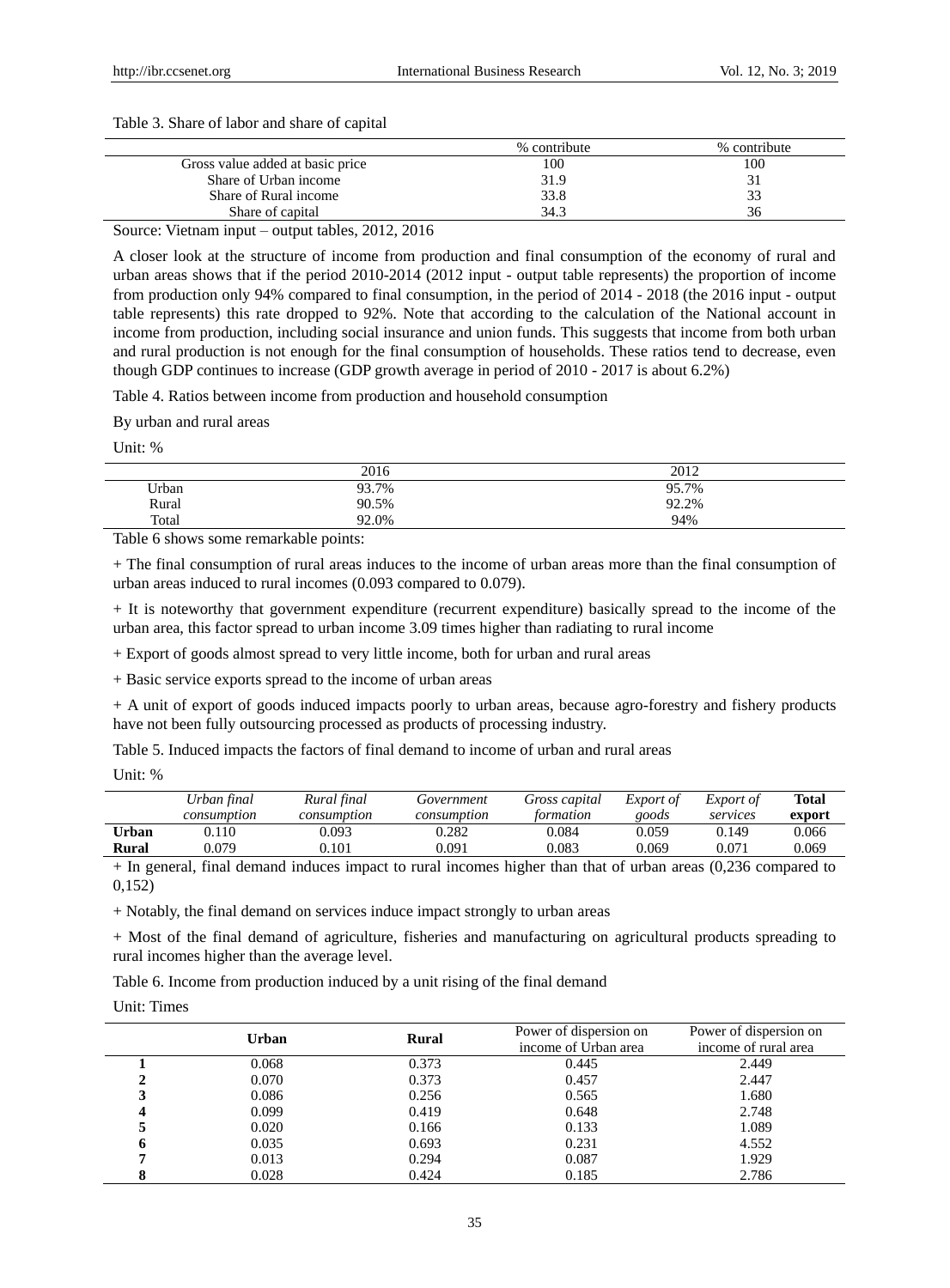Table 3. Share of labor and share of capital

| | % contribute | % contribute |
|---|---|---|
| Gross value added at basic price | 100 | 100 |
| Share of Urban income | 31.9 | 31 |
| Share of Rural income | 33.8 | 33 |
| Share of capital | 34.3 | 36 |

Source: Vietnam input – output tables, 2012, 2016

A closer look at the structure of income from production and final consumption of the economy of rural and urban areas shows that if the period 2010-2014 (2012 input - output table represents) the proportion of income from production only 94% compared to final consumption, in the period of 2014 - 2018 (the 2016 input - output table represents) this rate dropped to 92%. Note that according to the calculation of the National account in income from production, including social insurance and union funds. This suggests that income from both urban and rural production is not enough for the final consumption of households. These ratios tend to decrease, even though GDP continues to increase (GDP growth average in period of 2010 - 2017 is about 6.2%)

Table 4. Ratios between income from production and household consumption

By urban and rural areas

Unit: %

| | 2016 | 2012 |
|---|---|---|
| Urban | 93.7% | 95.7% |
| Rural | 90.5% | 92.2% |
| Total | 92.0% | 94% |

Table 6 shows some remarkable points:

+ The final consumption of rural areas induces to the income of urban areas more than the final consumption of urban areas induced to rural incomes (0.093 compared to 0.079).

+ It is noteworthy that government expenditure (recurrent expenditure) basically spread to the income of the urban area, this factor spread to urban income 3.09 times higher than radiating to rural income

+ Export of goods almost spread to very little income, both for urban and rural areas

+ Basic service exports spread to the income of urban areas

+ A unit of export of goods induced impacts poorly to urban areas, because agro-forestry and fishery products have not been fully outsourcing processed as products of processing industry.

Table 5. Induced impacts the factors of final demand to income of urban and rural areas

Unit: %

| | *Urban final consumption* | *Rural final consumption* | *Government consumption* | *Gross capital formation* | *Export of goods* | *Export of services* | **Total export** |
|---|---|---|---|---|---|---|---|
| **Urban** | 0.110 | 0.093 | 0.282 | 0.084 | 0.059 | 0.149 | 0.066 |
| **Rural** | 0.079 | 0.101 | 0.091 | 0.083 | 0.069 | 0.071 | 0.069 |

+ In general, final demand induces impact to rural incomes higher than that of urban areas (0,236 compared to 0,152)

+ Notably, the final demand on services induce impact strongly to urban areas

+ Most of the final demand of agriculture, fisheries and manufacturing on agricultural products spreading to rural incomes higher than the average level.

Table 6. Income from production induced by a unit rising of the final demand

Unit: Times

| | **Urban** | **Rural** | Power of dispersion on income of Urban area | Power of dispersion on income of rural area |
|---|---|---|---|---|
| **1** | 0.068 | 0.373 | 0.445 | 2.449 |
| **2** | 0.070 | 0.373 | 0.457 | 2.447 |
| **3** | 0.086 | 0.256 | 0.565 | 1.680 |
| **4** | 0.099 | 0.419 | 0.648 | 2.748 |
| **5** | 0.020 | 0.166 | 0.133 | 1.089 |
| **6** | 0.035 | 0.693 | 0.231 | 4.552 |
| **7** | 0.013 | 0.294 | 0.087 | 1.929 |
| **8** | 0.028 | 0.424 | 0.185 | 2.786 |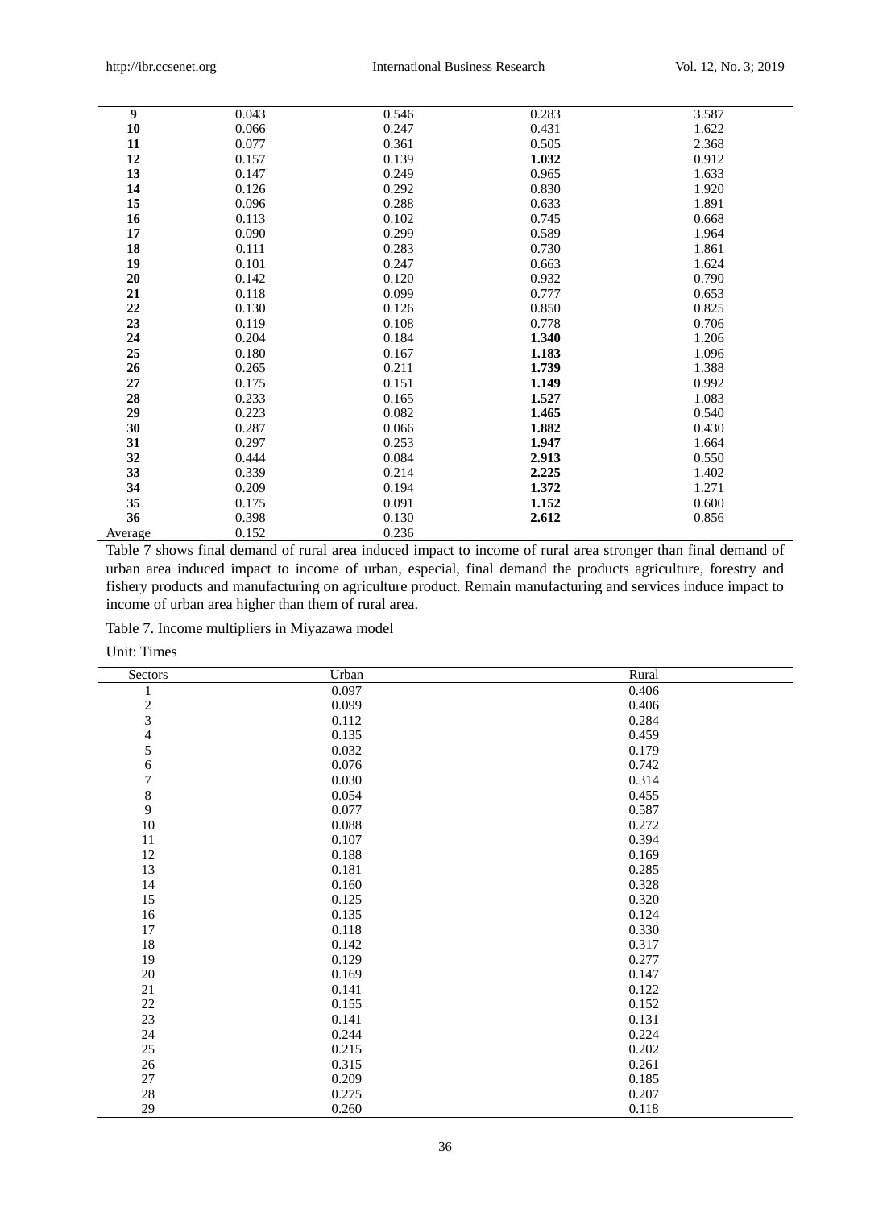| | | | | |
|---|---|---|---|---|
| **9** | 0.043 | 0.546 | 0.283 | 3.587 |
| **10** | 0.066 | 0.247 | 0.431 | 1.622 |
| **11** | 0.077 | 0.361 | 0.505 | 2.368 |
| **12** | 0.157 | 0.139 | **1.032** | 0.912 |
| **13** | 0.147 | 0.249 | 0.965 | 1.633 |
| **14** | 0.126 | 0.292 | 0.830 | 1.920 |
| **15** | 0.096 | 0.288 | 0.633 | 1.891 |
| **16** | 0.113 | 0.102 | 0.745 | 0.668 |
| **17** | 0.090 | 0.299 | 0.589 | 1.964 |
| **18** | 0.111 | 0.283 | 0.730 | 1.861 |
| **19** | 0.101 | 0.247 | 0.663 | 1.624 |
| **20** | 0.142 | 0.120 | 0.932 | 0.790 |
| **21** | 0.118 | 0.099 | 0.777 | 0.653 |
| **22** | 0.130 | 0.126 | 0.850 | 0.825 |
| **23** | 0.119 | 0.108 | 0.778 | 0.706 |
| **24** | 0.204 | 0.184 | **1.340** | 1.206 |
| **25** | 0.180 | 0.167 | **1.183** | 1.096 |
| **26** | 0.265 | 0.211 | **1.739** | 1.388 |
| **27** | 0.175 | 0.151 | **1.149** | 0.992 |
| **28** | 0.233 | 0.165 | **1.527** | 1.083 |
| **29** | 0.223 | 0.082 | **1.465** | 0.540 |
| **30** | 0.287 | 0.066 | **1.882** | 0.430 |
| **31** | 0.297 | 0.253 | **1.947** | 1.664 |
| **32** | 0.444 | 0.084 | **2.913** | 0.550 |
| **33** | 0.339 | 0.214 | **2.225** | 1.402 |
| **34** | 0.209 | 0.194 | **1.372** | 1.271 |
| **35** | 0.175 | 0.091 | **1.152** | 0.600 |
| **36** | 0.398 | 0.130 | **2.612** | 0.856 |
| Average | 0.152 | 0.236 | | |

Table 7 shows final demand of rural area induced impact to income of rural area stronger than final demand of urban area induced impact to income of urban, especial, final demand the products agriculture, forestry and fishery products and manufacturing on agriculture product. Remain manufacturing and services induce impact to income of urban area higher than them of rural area.

Table 7. Income multipliers in Miyazawa model

Unit: Times

| Sectors | Urban | Rural |
|---|---|---|
| 1 | 0.097 | 0.406 |
| 2 | 0.099 | 0.406 |
| 3 | 0.112 | 0.284 |
| 4 | 0.135 | 0.459 |
| 5 | 0.032 | 0.179 |
| 6 | 0.076 | 0.742 |
| 7 | 0.030 | 0.314 |
| 8 | 0.054 | 0.455 |
| 9 | 0.077 | 0.587 |
| 10 | 0.088 | 0.272 |
| 11 | 0.107 | 0.394 |
| 12 | 0.188 | 0.169 |
| 13 | 0.181 | 0.285 |
| 14 | 0.160 | 0.328 |
| 15 | 0.125 | 0.320 |
| 16 | 0.135 | 0.124 |
| 17 | 0.118 | 0.330 |
| 18 | 0.142 | 0.317 |
| 19 | 0.129 | 0.277 |
| 20 | 0.169 | 0.147 |
| 21 | 0.141 | 0.122 |
| 22 | 0.155 | 0.152 |
| 23 | 0.141 | 0.131 |
| 24 | 0.244 | 0.224 |
| 25 | 0.215 | 0.202 |
| 26 | 0.315 | 0.261 |
| 27 | 0.209 | 0.185 |
| 28 | 0.275 | 0.207 |
| 29 | 0.260 | 0.118 |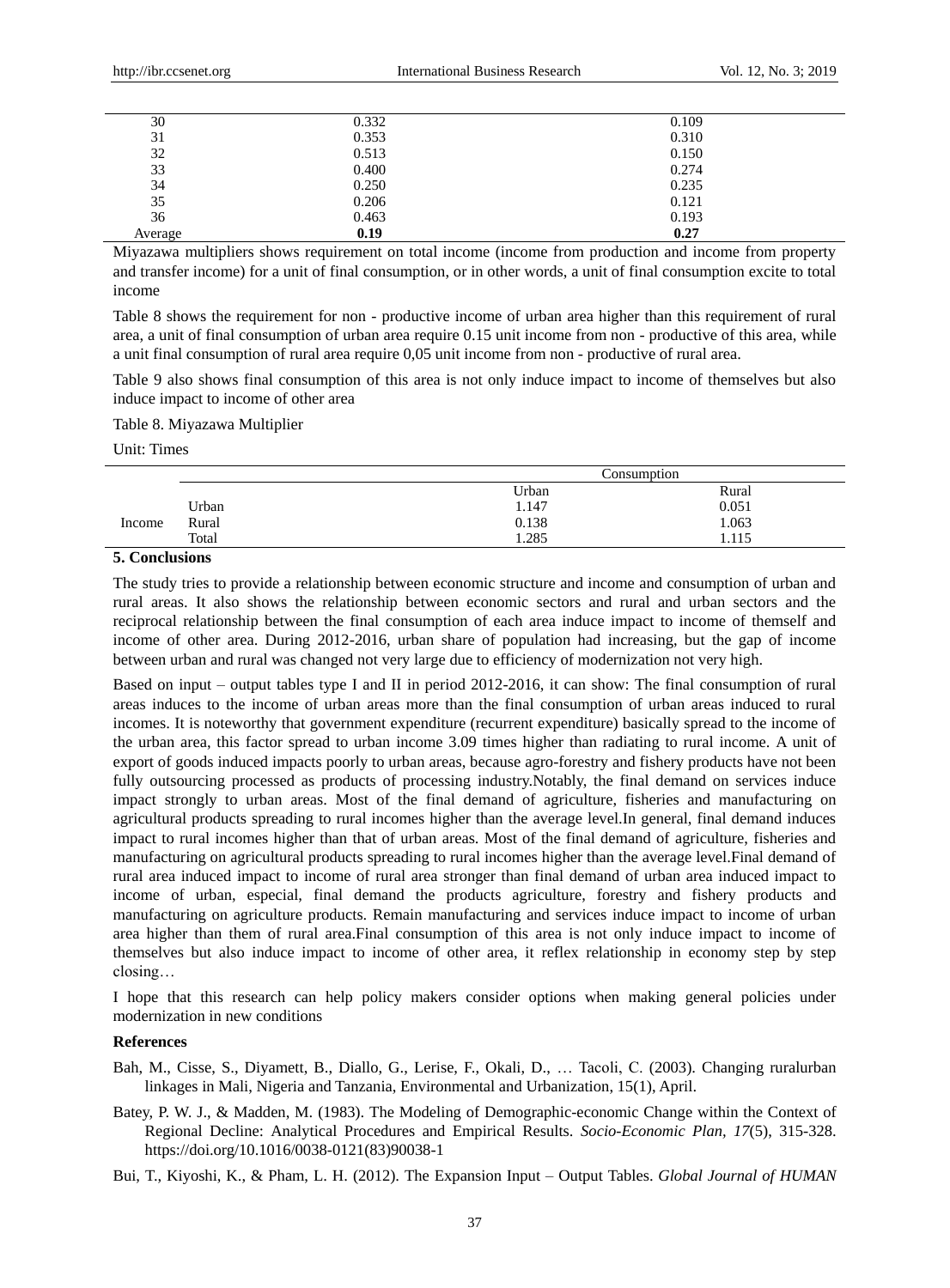| | | |
|---|---|---|
| 30 | 0.332 | 0.109 |
| 31 | 0.353 | 0.310 |
| 32 | 0.513 | 0.150 |
| 33 | 0.400 | 0.274 |
| 34 | 0.250 | 0.235 |
| 35 | 0.206 | 0.121 |
| 36 | 0.463 | 0.193 |
| Average | **0.19** | **0.27** |

Miyazawa multipliers shows requirement on total income (income from production and income from property and transfer income) for a unit of final consumption, or in other words, a unit of final consumption excite to total income

Table 8 shows the requirement for non - productive income of urban area higher than this requirement of rural area, a unit of final consumption of urban area require 0.15 unit income from non - productive of this area, while a unit final consumption of rural area require 0,05 unit income from non - productive of rural area.

Table 9 also shows final consumption of this area is not only induce impact to income of themselves but also induce impact to income of other area

Table 8. Miyazawa Multiplier

Unit: Times

| | | Consumption | |
|---|---|---|---|
| | | Urban | Rural |
| Income | Urban | 1.147 | 0.051 |
| | Rural | 0.138 | 1.063 |
| | Total | 1.285 | 1.115 |

## 5. Conclusions

The study tries to provide a relationship between economic structure and income and consumption of urban and rural areas. It also shows the relationship between economic sectors and rural and urban sectors and the reciprocal relationship between the final consumption of each area induce impact to income of themself and income of other area. During 2012-2016, urban share of population had increasing, but the gap of income between urban and rural was changed not very large due to efficiency of modernization not very high.

Based on input – output tables type I and II in period 2012-2016, it can show: The final consumption of rural areas induces to the income of urban areas more than the final consumption of urban areas induced to rural incomes. It is noteworthy that government expenditure (recurrent expenditure) basically spread to the income of the urban area, this factor spread to urban income 3.09 times higher than radiating to rural income. A unit of export of goods induced impacts poorly to urban areas, because agro-forestry and fishery products have not been fully outsourcing processed as products of processing industry.Notably, the final demand on services induce impact strongly to urban areas. Most of the final demand of agriculture, fisheries and manufacturing on agricultural products spreading to rural incomes higher than the average level.In general, final demand induces impact to rural incomes higher than that of urban areas. Most of the final demand of agriculture, fisheries and manufacturing on agricultural products spreading to rural incomes higher than the average level.Final demand of rural area induced impact to income of rural area stronger than final demand of urban area induced impact to income of urban, especial, final demand the products agriculture, forestry and fishery products and manufacturing on agriculture products. Remain manufacturing and services induce impact to income of urban area higher than them of rural area.Final consumption of this area is not only induce impact to income of themselves but also induce impact to income of other area, it reflex relationship in economy step by step closing…

I hope that this research can help policy makers consider options when making general policies under modernization in new conditions

## References

Bah, M., Cisse, S., Diyamett, B., Diallo, G., Lerise, F., Okali, D., … Tacoli, C. (2003). Changing ruralurban linkages in Mali, Nigeria and Tanzania, Environmental and Urbanization, 15(1), April.

Batey, P. W. J., & Madden, M. (1983). The Modeling of Demographic-economic Change within the Context of Regional Decline: Analytical Procedures and Empirical Results. *Socio-Economic Plan, 17*(5), 315-328. https://doi.org/10.1016/0038-0121(83)90038-1

Bui, T., Kiyoshi, K., & Pham, L. H. (2012). The Expansion Input – Output Tables. *Global Journal of HUMAN*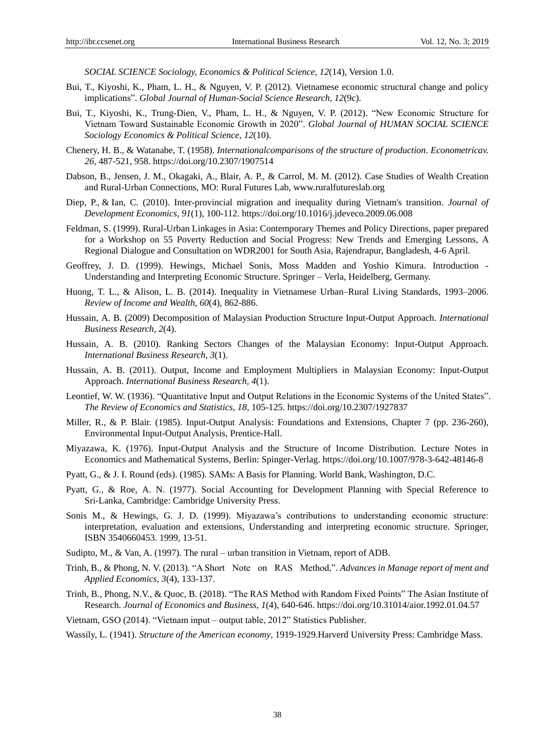*SOCIAL SCIENCE Sociology, Economics & Political Science, 12*(14), Version 1.0.

Bui, T., Kiyoshi, K., Pham, L. H., & Nguyen, V. P. (2012). Vietnamese economic structural change and policy implications". *Global Journal of Human-Social Science Research, 12*(9c).

Bui, T., Kiyoshi, K., Trung-Dien, V., Pham, L. H., & Nguyen, V. P. (2012). "New Economic Structure for Vietnam Toward Sustainable Economic Growth in 2020". *Global Journal of HUMAN SOCIAL SCIENCE Sociology Economics & Political Science, 12*(10).

Chenery, H. B., & Watanabe, T. (1958). *Internationalcomparisons of the structure of production*. *Econometricav. 26,* 487-521, 958. https://doi.org/10.2307/1907514

Dabson, B., Jensen, J. M., Okagaki, A., Blair, A. P., & Carrol, M. M. (2012). Case Studies of Wealth Creation and Rural-Urban Connections, MO: Rural Futures Lab, www.ruralfutureslab.org

Diep, P., & Ian, C. (2010). Inter-provincial migration and inequality during Vietnam's transition. *Journal of Development Economics, 91*(1), 100-112. https://doi.org/10.1016/j.jdeveco.2009.06.008

Feldman, S. (1999). Rural-Urban Linkages in Asia: Contemporary Themes and Policy Directions, paper prepared for a Workshop on 55 Poverty Reduction and Social Progress: New Trends and Emerging Lessons, A Regional Dialogue and Consultation on WDR2001 for South Asia, Rajendrapur, Bangladesh, 4-6 April.

Geoffrey, J. D. (1999). Hewings, Michael Sonis, Moss Madden and Yoshio Kimura. Introduction - Understanding and Interpreting Economic Structure. Springer – Verla, Heidelberg, Germany.

Huong, T. L., & Alison, L. B. (2014). Inequality in Vietnamese Urban–Rural Living Standards, 1993–2006. *Review of Income and Wealth, 60*(4), 862-886.

Hussain, A. B. (2009) Decomposition of Malaysian Production Structure Input-Output Approach. *International Business Research, 2*(4).

Hussain, A. B. (2010). Ranking Sectors Changes of the Malaysian Economy: Input-Output Approach. *International Business Research, 3*(1).

Hussain, A. B. (2011). Output, Income and Employment Multipliers in Malaysian Economy: Input-Output Approach. *International Business Research, 4*(1).

Leontief, W. W. (1936). "Quantitative Input and Output Relations in the Economic Systems of the United States". *The Review of Economics and Statistics, 18,* 105-125. https://doi.org/10.2307/1927837

Miller, R., & P. Blair. (1985). Input-Output Analysis: Foundations and Extensions, Chapter 7 (pp. 236-260), Environmental Input-Output Analysis, Prentice-Hall.

Miyazawa, K. (1976). Input-Output Analysis and the Structure of Income Distribution. Lecture Notes in Economics and Mathematical Systems, Berlin: Spinger-Verlag. https://doi.org/10.1007/978-3-642-48146-8

Pyatt, G., & J. I. Round (eds). (1985). SAMs: A Basis for Planning. World Bank, Washington, D.C.

Pyatt, G., & Roe, A. N. (1977). Social Accounting for Development Planning with Special Reference to Sri-Lanka, Cambridge: Cambridge University Press.

Sonis M., & Hewings, G. J. D. (1999). Miyazawa's contributions to understanding economic structure: interpretation, evaluation and extensions, Understanding and interpreting economic structure. Springer, ISBN 3540660453. 1999, 13-51.

Sudipto, M., & Van, A. (1997). The rural – urban transition in Vietnam, report of ADB.

Trinh, B., & Phong, N. V. (2013). "A Short Note on RAS Method,". *Advances in Manage report of ment and Applied Economics, 3*(4), 133-137.

Trinh, B., Phong, N.V., & Quoc, B. (2018). "The RAS Method with Random Fixed Points" The Asian Institute of Research. *Journal of Economics and Business, 1*(4), 640-646. https://doi.org/10.31014/aior.1992.01.04.57

Vietnam, GSO (2014). "Vietnam input – output table, 2012" Statistics Publisher.

Wassily, L. (1941). *Structure of the American economy,* 1919-1929.Harverd University Press: Cambridge Mass.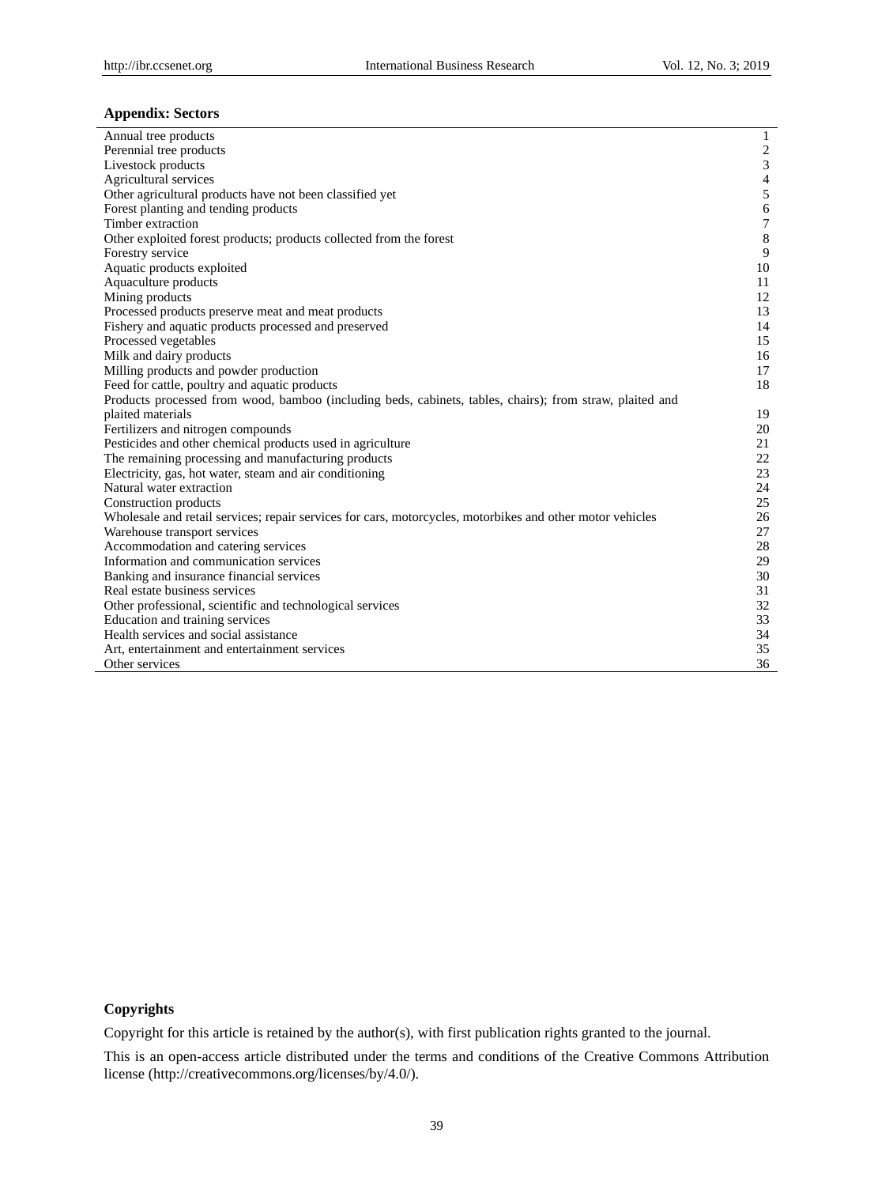## Appendix: Sectors

| | |
|---|---|
| Annual tree products | 1 |
| Perennial tree products | 2 |
| Livestock products | 3 |
| Agricultural services | 4 |
| Other agricultural products have not been classified yet | 5 |
| Forest planting and tending products | 6 |
| Timber extraction | 7 |
| Other exploited forest products; products collected from the forest | 8 |
| Forestry service | 9 |
| Aquatic products exploited | 10 |
| Aquaculture products | 11 |
| Mining products | 12 |
| Processed products preserve meat and meat products | 13 |
| Fishery and aquatic products processed and preserved | 14 |
| Processed vegetables | 15 |
| Milk and dairy products | 16 |
| Milling products and powder production | 17 |
| Feed for cattle, poultry and aquatic products | 18 |
| Products processed from wood, bamboo (including beds, cabinets, tables, chairs); from straw, plaited and plaited materials | 19 |
| Fertilizers and nitrogen compounds | 20 |
| Pesticides and other chemical products used in agriculture | 21 |
| The remaining processing and manufacturing products | 22 |
| Electricity, gas, hot water, steam and air conditioning | 23 |
| Natural water extraction | 24 |
| Construction products | 25 |
| Wholesale and retail services; repair services for cars, motorcycles, motorbikes and other motor vehicles | 26 |
| Warehouse transport services | 27 |
| Accommodation and catering services | 28 |
| Information and communication services | 29 |
| Banking and insurance financial services | 30 |
| Real estate business services | 31 |
| Other professional, scientific and technological services | 32 |
| Education and training services | 33 |
| Health services and social assistance | 34 |
| Art, entertainment and entertainment services | 35 |
| Other services | 36 |

## Copyrights

Copyright for this article is retained by the author(s), with first publication rights granted to the journal.

This is an open-access article distributed under the terms and conditions of the Creative Commons Attribution license (http://creativecommons.org/licenses/by/4.0/).